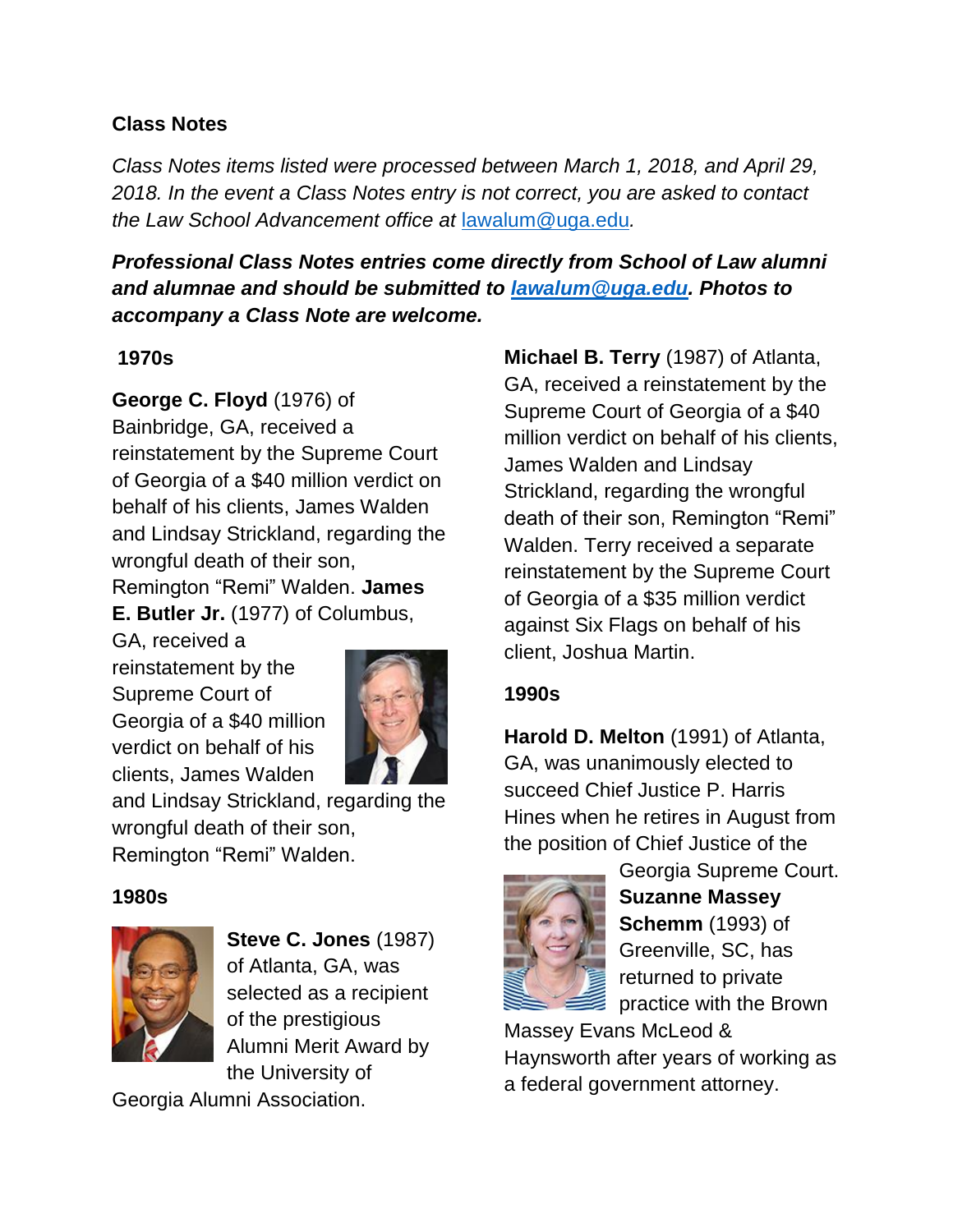## Class Notes

*Class Notes items listed were processed between March 1, 2018, and April 29, 2018. In the event a Class Notes entry is not correct, you are asked to contact the Law School Advancement office at lawalum@uga.edu.*

***Professional Class Notes entries come directly from School of Law alumni and alumnae and should be submitted to lawalum@uga.edu. Photos to accompany a Class Note are welcome.***

### 1970s

**George C. Floyd** (1976) of Bainbridge, GA, received a reinstatement by the Supreme Court of Georgia of a $40 million verdict on behalf of his clients, James Walden and Lindsay Strickland, regarding the wrongful death of their son, Remington "Remi" Walden. **James E. Butler Jr.** (1977) of Columbus, GA, received a reinstatement by the Supreme Court of Georgia of a $40 million verdict on behalf of his clients, James Walden and Lindsay Strickland, regarding the wrongful death of their son, Remington "Remi" Walden.

### 1980s

**Steve C. Jones** (1987) of Atlanta, GA, was selected as a recipient of the prestigious Alumni Merit Award by the University of Georgia Alumni Association.

**Michael B. Terry** (1987) of Atlanta, GA, received a reinstatement by the Supreme Court of Georgia of a $40 million verdict on behalf of his clients, James Walden and Lindsay Strickland, regarding the wrongful death of their son, Remington "Remi" Walden. Terry received a separate reinstatement by the Supreme Court of Georgia of a $35 million verdict against Six Flags on behalf of his client, Joshua Martin.

### 1990s

**Harold D. Melton** (1991) of Atlanta, GA, was unanimously elected to succeed Chief Justice P. Harris Hines when he retires in August from the position of Chief Justice of the Georgia Supreme Court. **Suzanne Massey Schemm** (1993) of Greenville, SC, has returned to private practice with the Brown Massey Evans McLeod & Haynsworth after years of working as a federal government attorney.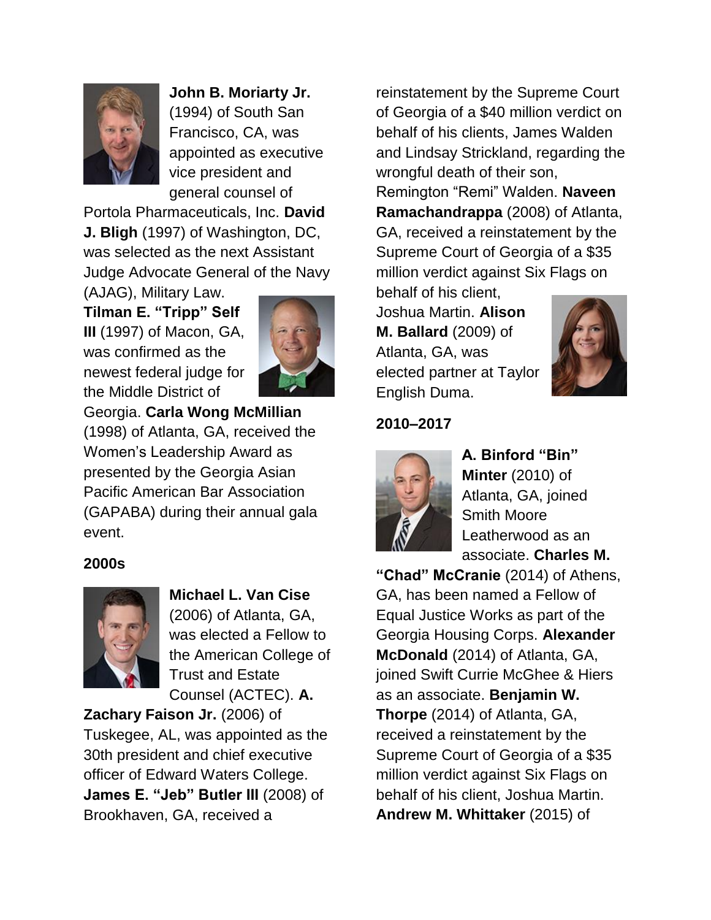**John B. Moriarty Jr.** (1994) of South San Francisco, CA, was appointed as executive vice president and general counsel of Portola Pharmaceuticals, Inc. **David J. Bligh** (1997) of Washington, DC, was selected as the next Assistant Judge Advocate General of the Navy (AJAG), Military Law. **Tilman E. "Tripp" Self III** (1997) of Macon, GA, was confirmed as the newest federal judge for the Middle District of Georgia. **Carla Wong McMillian** (1998) of Atlanta, GA, received the Women's Leadership Award as presented by the Georgia Asian Pacific American Bar Association (GAPABA) during their annual gala event.

**2000s**

**Michael L. Van Cise** (2006) of Atlanta, GA, was elected a Fellow to the American College of Trust and Estate Counsel (ACTEC). **A. Zachary Faison Jr.** (2006) of Tuskegee, AL, was appointed as the 30th president and chief executive officer of Edward Waters College. **James E. "Jeb" Butler III** (2008) of Brookhaven, GA, received a reinstatement by the Supreme Court of Georgia of a $40 million verdict on behalf of his clients, James Walden and Lindsay Strickland, regarding the wrongful death of their son, Remington "Remi" Walden. **Naveen Ramachandrappa** (2008) of Atlanta, GA, received a reinstatement by the Supreme Court of Georgia of a $35 million verdict against Six Flags on behalf of his client, Joshua Martin. **Alison M. Ballard** (2009) of Atlanta, GA, was elected partner at Taylor English Duma.

**2010–2017**

**A. Binford "Bin" Minter** (2010) of Atlanta, GA, joined Smith Moore Leatherwood as an associate. **Charles M. "Chad" McCranie** (2014) of Athens, GA, has been named a Fellow of Equal Justice Works as part of the Georgia Housing Corps. **Alexander McDonald** (2014) of Atlanta, GA, joined Swift Currie McGhee & Hiers as an associate. **Benjamin W. Thorpe** (2014) of Atlanta, GA, received a reinstatement by the Supreme Court of Georgia of a $35 million verdict against Six Flags on behalf of his client, Joshua Martin. **Andrew M. Whittaker** (2015) of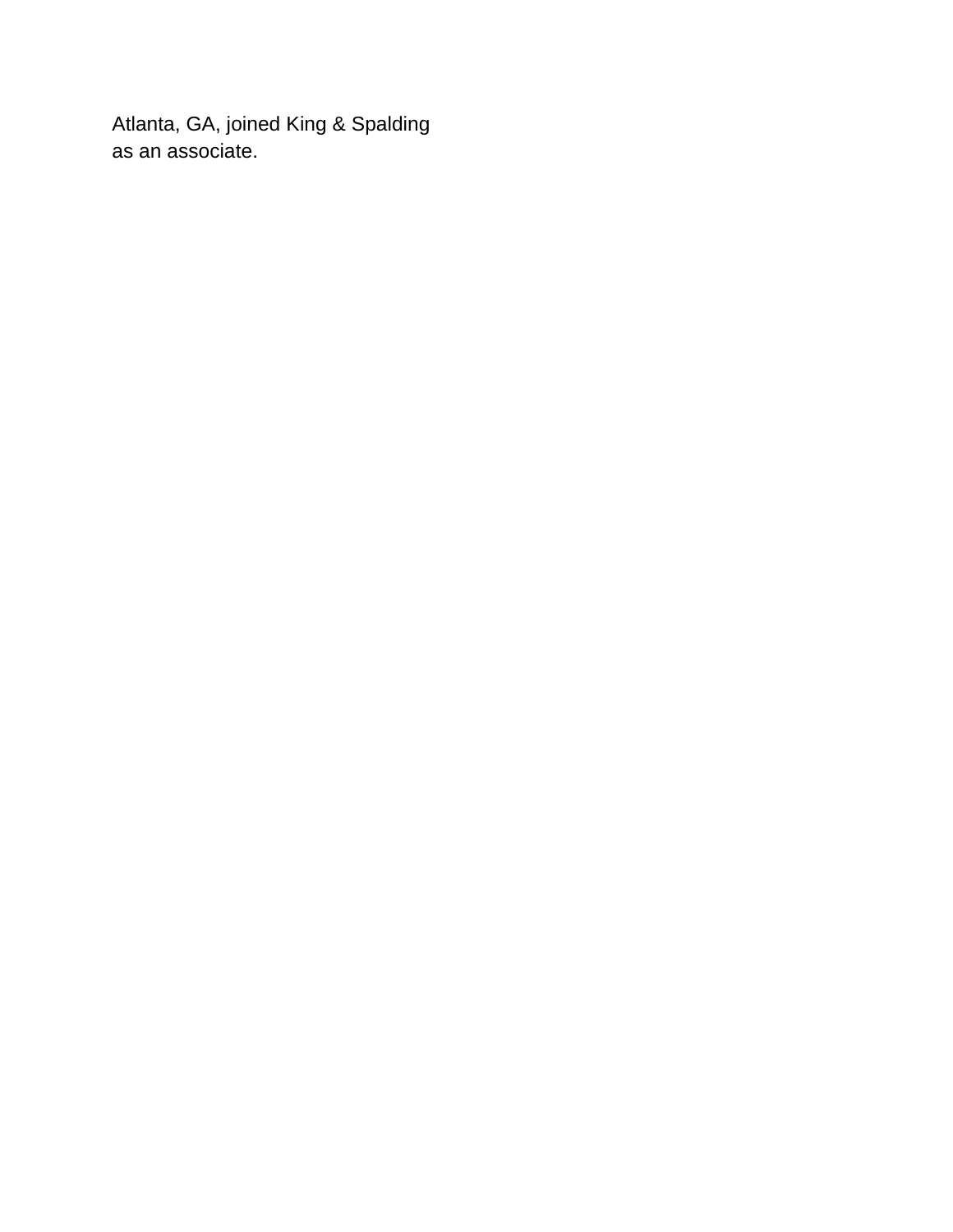Atlanta, GA, joined King & Spalding as an associate.